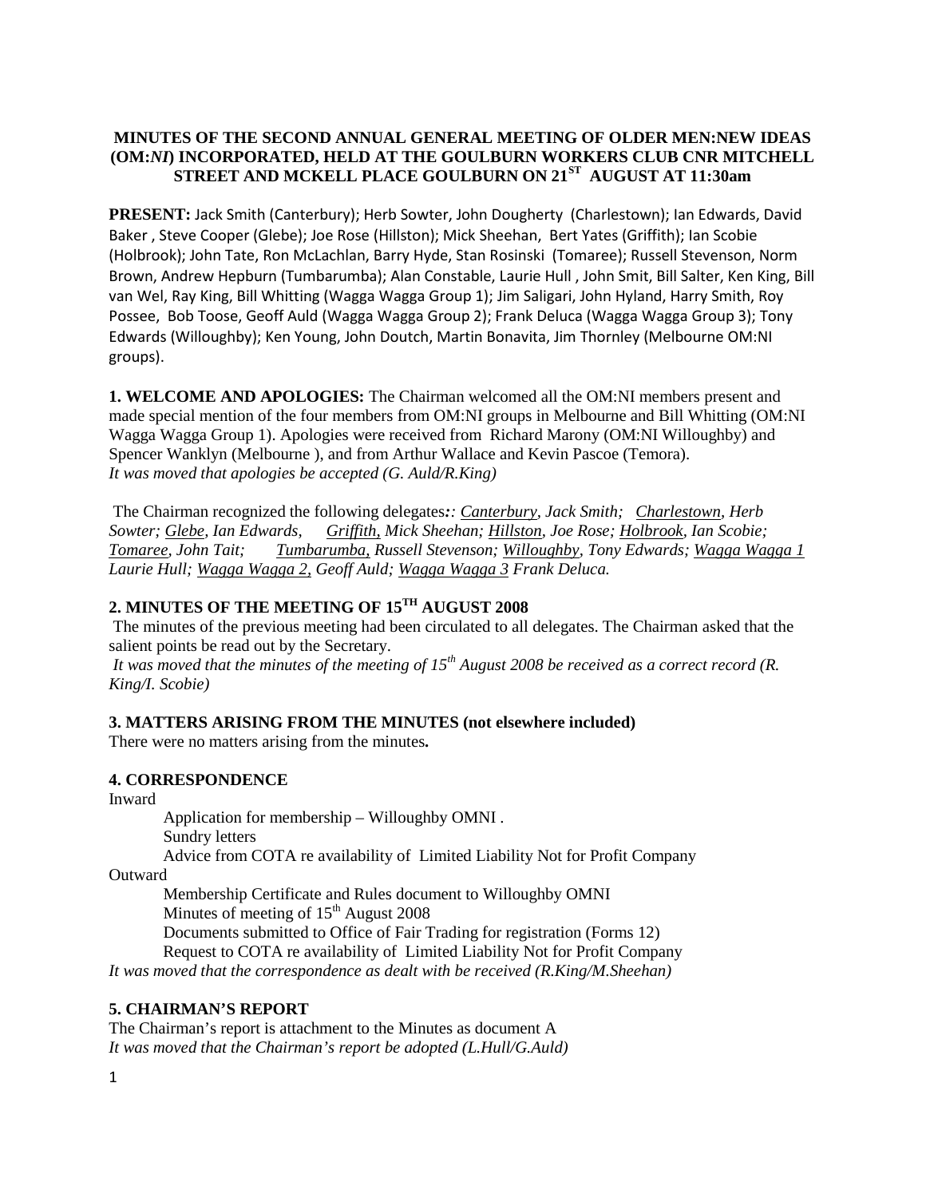# MINUTES OF THE SECOND ANNUAL GENERAL MEETING OF OLDER MEN:NEW IDEAS (OM:*NI*) INCORPORATED, HELD AT THE GOULBURN WORKERS CLUB CNR MITCHELL STREET AND MCKELL PLACE GOULBURN ON 21[ST] AUGUST AT 11:30am

**PRESENT:** Jack Smith (Canterbury); Herb Sowter, John Dougherty (Charlestown); Ian Edwards, David Baker , Steve Cooper (Glebe); Joe Rose (Hillston); Mick Sheehan, Bert Yates (Griffith); Ian Scobie (Holbrook); John Tate, Ron McLachlan, Barry Hyde, Stan Rosinski (Tomaree); Russell Stevenson, Norm Brown, Andrew Hepburn (Tumbarumba); Alan Constable, Laurie Hull , John Smit, Bill Salter, Ken King, Bill van Wel, Ray King, Bill Whitting (Wagga Wagga Group 1); Jim Saligari, John Hyland, Harry Smith, Roy Possee, Bob Toose, Geoff Auld (Wagga Wagga Group 2); Frank Deluca (Wagga Wagga Group 3); Tony Edwards (Willoughby); Ken Young, John Doutch, Martin Bonavita, Jim Thornley (Melbourne OM:NI groups).

**1. WELCOME AND APOLOGIES:** The Chairman welcomed all the OM:NI members present and made special mention of the four members from OM:NI groups in Melbourne and Bill Whitting (OM:NI Wagga Wagga Group 1). Apologies were received from Richard Marony (OM:NI Willoughby) and Spencer Wanklyn (Melbourne ), and from Arthur Wallace and Kevin Pascoe (Temora).
*It was moved that apologies be accepted (G. Auld/R.King)*

The Chairman recognized the following delegates*:: Canterbury, Jack Smith; Charlestown, Herb Sowter; Glebe, Ian Edwards, Griffith, Mick Sheehan; Hillston, Joe Rose; Holbrook, Ian Scobie; Tomaree, John Tait; Tumbarumba, Russell Stevenson; Willoughby, Tony Edwards; Wagga Wagga 1 Laurie Hull; Wagga Wagga 2, Geoff Auld; Wagga Wagga 3 Frank Deluca.*

## 2. MINUTES OF THE MEETING OF 15[TH] AUGUST 2008

The minutes of the previous meeting had been circulated to all delegates. The Chairman asked that the salient points be read out by the Secretary.
*It was moved that the minutes of the meeting of 15[th] August 2008 be received as a correct record (R. King/I. Scobie)*

### 3. MATTERS ARISING FROM THE MINUTES (not elsewhere included)

There were no matters arising from the minutes**.**

### 4. CORRESPONDENCE

Inward

- Application for membership – Willoughby OMNI .
- Sundry letters
- Advice from COTA re availability of Limited Liability Not for Profit Company

Outward

- Membership Certificate and Rules document to Willoughby OMNI
- Minutes of meeting of 15[th] August 2008
- Documents submitted to Office of Fair Trading for registration (Forms 12)
- Request to COTA re availability of Limited Liability Not for Profit Company

*It was moved that the correspondence as dealt with be received (R.King/M.Sheehan)*

### 5. CHAIRMAN'S REPORT

The Chairman's report is attachment to the Minutes as document A
*It was moved that the Chairman's report be adopted (L.Hull/G.Auld)*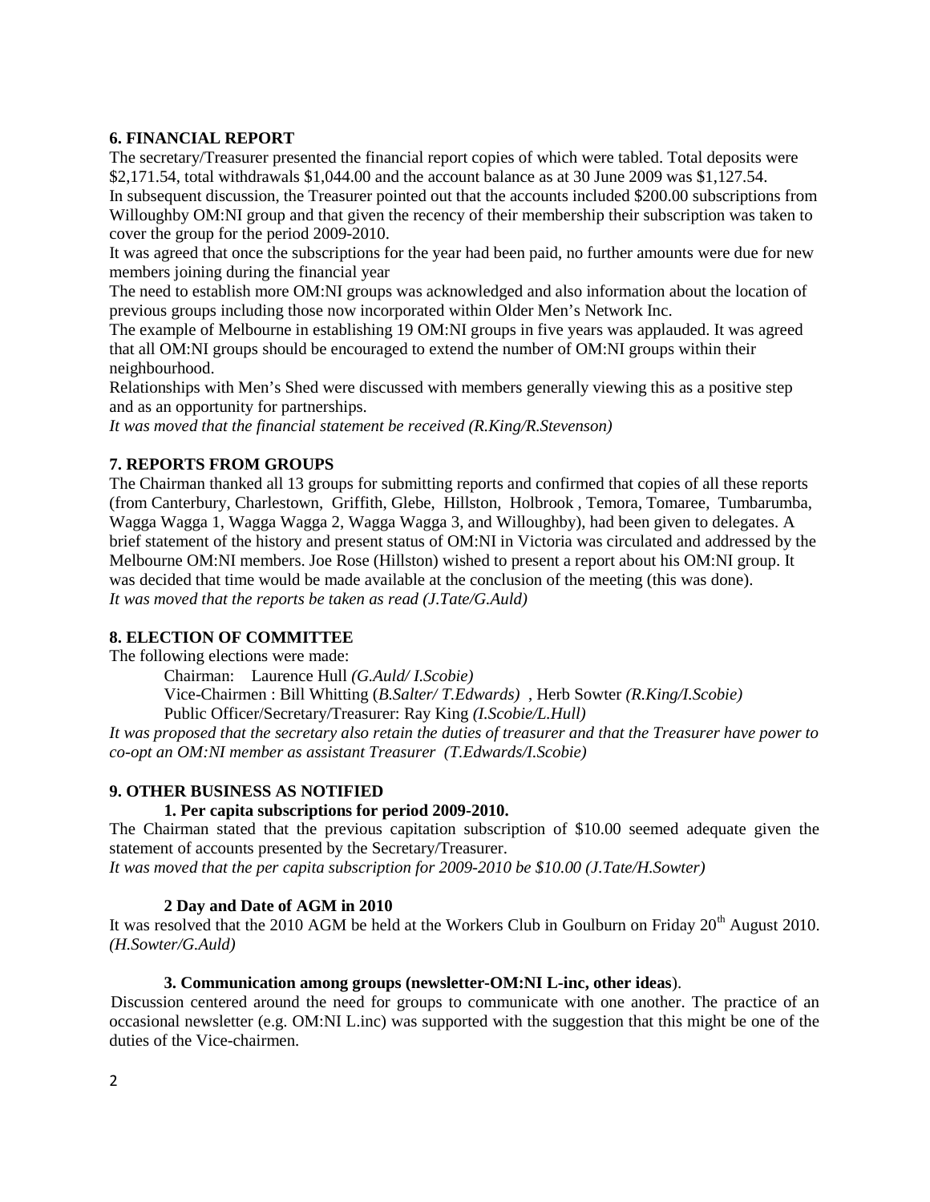## 6. FINANCIAL REPORT

The secretary/Treasurer presented the financial report copies of which were tabled. Total deposits were $2,171.54, total withdrawals $1,044.00 and the account balance as at 30 June 2009 was $1,127.54.

In subsequent discussion, the Treasurer pointed out that the accounts included $200.00 subscriptions from Willoughby OM:NI group and that given the recency of their membership their subscription was taken to cover the group for the period 2009-2010.

It was agreed that once the subscriptions for the year had been paid, no further amounts were due for new members joining during the financial year

The need to establish more OM:NI groups was acknowledged and also information about the location of previous groups including those now incorporated within Older Men's Network Inc.

The example of Melbourne in establishing 19 OM:NI groups in five years was applauded. It was agreed that all OM:NI groups should be encouraged to extend the number of OM:NI groups within their neighbourhood.

Relationships with Men's Shed were discussed with members generally viewing this as a positive step and as an opportunity for partnerships.

*It was moved that the financial statement be received (R.King/R.Stevenson)*

## 7. REPORTS FROM GROUPS

The Chairman thanked all 13 groups for submitting reports and confirmed that copies of all these reports (from Canterbury, Charlestown, Griffith, Glebe, Hillston, Holbrook , Temora, Tomaree, Tumbarumba, Wagga Wagga 1, Wagga Wagga 2, Wagga Wagga 3, and Willoughby), had been given to delegates. A brief statement of the history and present status of OM:NI in Victoria was circulated and addressed by the Melbourne OM:NI members. Joe Rose (Hillston) wished to present a report about his OM:NI group. It was decided that time would be made available at the conclusion of the meeting (this was done).

*It was moved that the reports be taken as read (J.Tate/G.Auld)*

## 8. ELECTION OF COMMITTEE

The following elections were made:

Chairman: Laurence Hull *(G.Auld/ I.Scobie)*

Vice-Chairmen : Bill Whitting (*B.Salter/ T.Edwards)* , Herb Sowter *(R.King/I.Scobie)*

Public Officer/Secretary/Treasurer: Ray King *(I.Scobie/L.Hull)*

*It was proposed that the secretary also retain the duties of treasurer and that the Treasurer have power to co-opt an OM:NI member as assistant Treasurer (T.Edwards/I.Scobie)*

## 9. OTHER BUSINESS AS NOTIFIED

### 1. Per capita subscriptions for period 2009-2010.

The Chairman stated that the previous capitation subscription of $10.00 seemed adequate given the statement of accounts presented by the Secretary/Treasurer.

*It was moved that the per capita subscription for 2009-2010 be $10.00 (J.Tate/H.Sowter)*

### 2 Day and Date of AGM in 2010

It was resolved that the 2010 AGM be held at the Workers Club in Goulburn on Friday 20th August 2010. *(H.Sowter/G.Auld)*

### 3. Communication among groups (newsletter-OM:NI L-inc, other ideas).

Discussion centered around the need for groups to communicate with one another. The practice of an occasional newsletter (e.g. OM:NI L.inc) was supported with the suggestion that this might be one of the duties of the Vice-chairmen.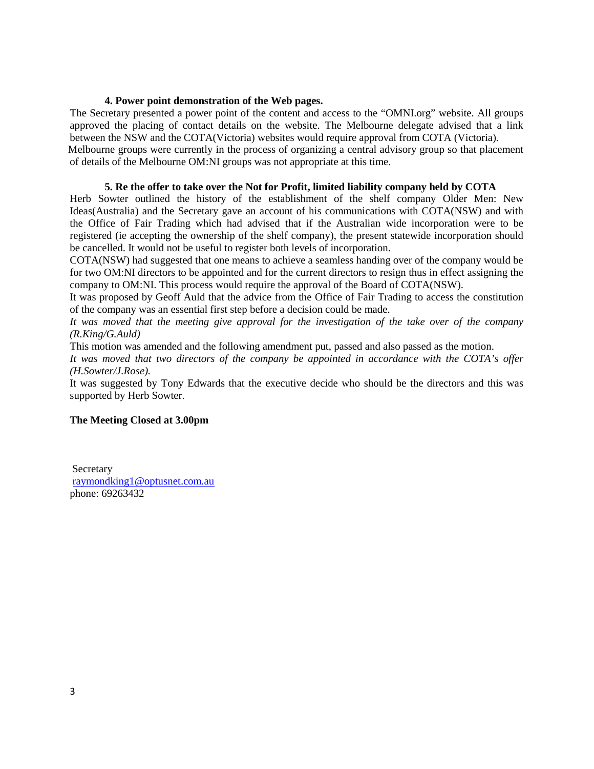### 4. Power point demonstration of the Web pages.

The Secretary presented a power point of the content and access to the "OMNI.org" website. All groups approved the placing of contact details on the website. The Melbourne delegate advised that a link between the NSW and the COTA(Victoria) websites would require approval from COTA (Victoria).
Melbourne groups were currently in the process of organizing a central advisory group so that placement of details of the Melbourne OM:NI groups was not appropriate at this time.

### 5. Re the offer to take over the Not for Profit, limited liability company held by COTA

Herb Sowter outlined the history of the establishment of the shelf company Older Men: New Ideas(Australia) and the Secretary gave an account of his communications with COTA(NSW) and with the Office of Fair Trading which had advised that if the Australian wide incorporation were to be registered (ie accepting the ownership of the shelf company), the present statewide incorporation should be cancelled. It would not be useful to register both levels of incorporation.

COTA(NSW) had suggested that one means to achieve a seamless handing over of the company would be for two OM:NI directors to be appointed and for the current directors to resign thus in effect assigning the company to OM:NI. This process would require the approval of the Board of COTA(NSW).

It was proposed by Geoff Auld that the advice from the Office of Fair Trading to access the constitution of the company was an essential first step before a decision could be made.

*It was moved that the meeting give approval for the investigation of the take over of the company (R.King/G.Auld)*

This motion was amended and the following amendment put, passed and also passed as the motion.

*It was moved that two directors of the company be appointed in accordance with the COTA's offer (H.Sowter/J.Rose).*

It was suggested by Tony Edwards that the executive decide who should be the directors and this was supported by Herb Sowter.

**The Meeting Closed at 3.00pm**

Secretary
raymondking1@optusnet.com.au
phone: 69263432